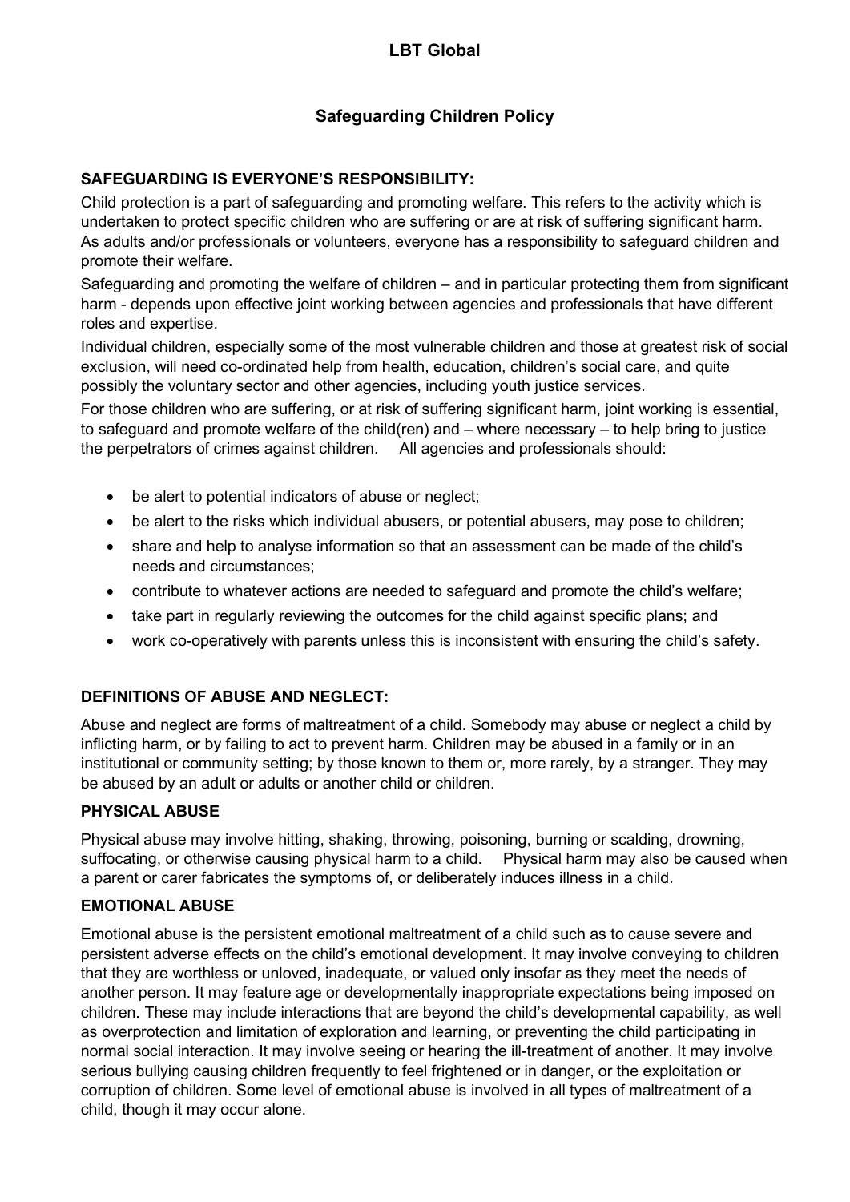# LBT Global

## Safeguarding Children Policy

### SAFEGUARDING IS EVERYONE'S RESPONSIBILITY:

Child protection is a part of safeguarding and promoting welfare. This refers to the activity which is undertaken to protect specific children who are suffering or are at risk of suffering significant harm. As adults and/or professionals or volunteers, everyone has a responsibility to safeguard children and promote their welfare.

Safeguarding and promoting the welfare of children – and in particular protecting them from significant harm - depends upon effective joint working between agencies and professionals that have different roles and expertise.

Individual children, especially some of the most vulnerable children and those at greatest risk of social exclusion, will need co-ordinated help from health, education, children's social care, and quite possibly the voluntary sector and other agencies, including youth justice services.

For those children who are suffering, or at risk of suffering significant harm, joint working is essential, to safeguard and promote welfare of the child(ren) and – where necessary – to help bring to justice the perpetrators of crimes against children. All agencies and professionals should:

- be alert to potential indicators of abuse or neglect;
- be alert to the risks which individual abusers, or potential abusers, may pose to children;
- share and help to analyse information so that an assessment can be made of the child's needs and circumstances;
- contribute to whatever actions are needed to safeguard and promote the child's welfare;
- take part in regularly reviewing the outcomes for the child against specific plans; and
- work co-operatively with parents unless this is inconsistent with ensuring the child's safety.

### DEFINITIONS OF ABUSE AND NEGLECT:

Abuse and neglect are forms of maltreatment of a child. Somebody may abuse or neglect a child by inflicting harm, or by failing to act to prevent harm. Children may be abused in a family or in an institutional or community setting; by those known to them or, more rarely, by a stranger. They may be abused by an adult or adults or another child or children.

### PHYSICAL ABUSE

Physical abuse may involve hitting, shaking, throwing, poisoning, burning or scalding, drowning, suffocating, or otherwise causing physical harm to a child. Physical harm may also be caused when a parent or carer fabricates the symptoms of, or deliberately induces illness in a child.

### EMOTIONAL ABUSE

Emotional abuse is the persistent emotional maltreatment of a child such as to cause severe and persistent adverse effects on the child's emotional development. It may involve conveying to children that they are worthless or unloved, inadequate, or valued only insofar as they meet the needs of another person. It may feature age or developmentally inappropriate expectations being imposed on children. These may include interactions that are beyond the child's developmental capability, as well as overprotection and limitation of exploration and learning, or preventing the child participating in normal social interaction. It may involve seeing or hearing the ill-treatment of another. It may involve serious bullying causing children frequently to feel frightened or in danger, or the exploitation or corruption of children. Some level of emotional abuse is involved in all types of maltreatment of a child, though it may occur alone.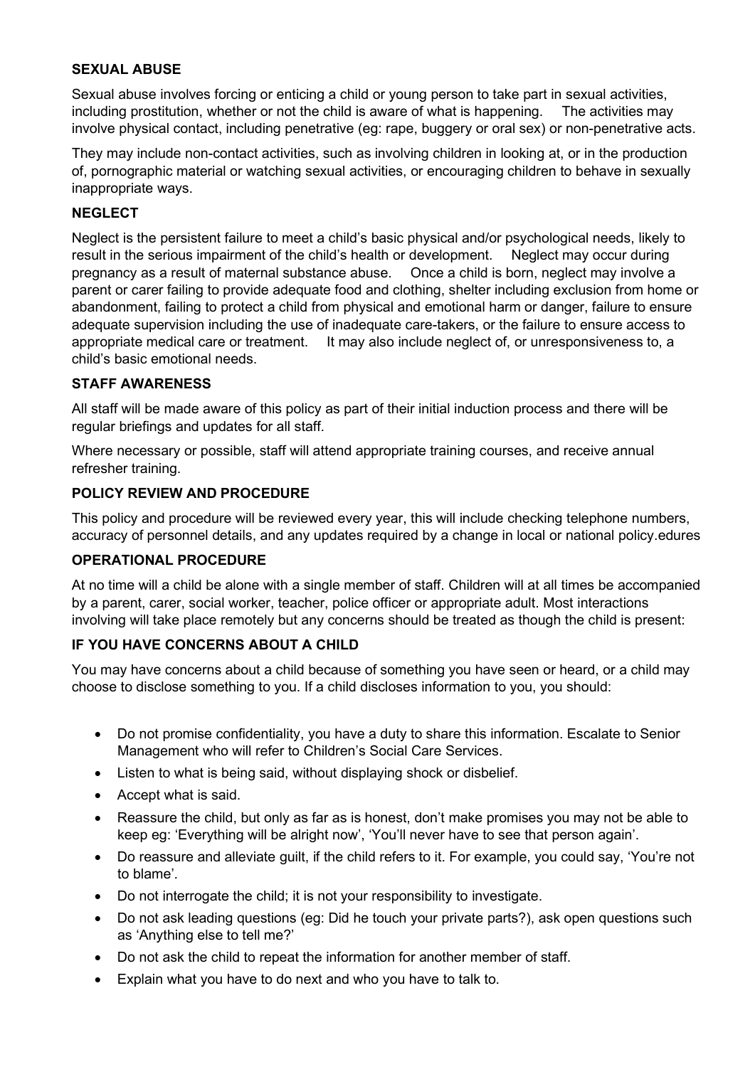## SEXUAL ABUSE

Sexual abuse involves forcing or enticing a child or young person to take part in sexual activities, including prostitution, whether or not the child is aware of what is happening. The activities may involve physical contact, including penetrative (eg: rape, buggery or oral sex) or non-penetrative acts.

They may include non-contact activities, such as involving children in looking at, or in the production of, pornographic material or watching sexual activities, or encouraging children to behave in sexually inappropriate ways.

## NEGLECT

Neglect is the persistent failure to meet a child's basic physical and/or psychological needs, likely to result in the serious impairment of the child's health or development. Neglect may occur during pregnancy as a result of maternal substance abuse. Once a child is born, neglect may involve a parent or carer failing to provide adequate food and clothing, shelter including exclusion from home or abandonment, failing to protect a child from physical and emotional harm or danger, failure to ensure adequate supervision including the use of inadequate care-takers, or the failure to ensure access to appropriate medical care or treatment. It may also include neglect of, or unresponsiveness to, a child's basic emotional needs.

## STAFF AWARENESS

All staff will be made aware of this policy as part of their initial induction process and there will be regular briefings and updates for all staff.

Where necessary or possible, staff will attend appropriate training courses, and receive annual refresher training.

## POLICY REVIEW AND PROCEDURE

This policy and procedure will be reviewed every year, this will include checking telephone numbers, accuracy of personnel details, and any updates required by a change in local or national policy.edures

## OPERATIONAL PROCEDURE

At no time will a child be alone with a single member of staff. Children will at all times be accompanied by a parent, carer, social worker, teacher, police officer or appropriate adult. Most interactions involving will take place remotely but any concerns should be treated as though the child is present:

## IF YOU HAVE CONCERNS ABOUT A CHILD

You may have concerns about a child because of something you have seen or heard, or a child may choose to disclose something to you. If a child discloses information to you, you should:

- Do not promise confidentiality, you have a duty to share this information. Escalate to Senior Management who will refer to Children's Social Care Services.
- Listen to what is being said, without displaying shock or disbelief.
- Accept what is said.
- Reassure the child, but only as far as is honest, don't make promises you may not be able to keep eg: 'Everything will be alright now', 'You'll never have to see that person again'.
- Do reassure and alleviate guilt, if the child refers to it. For example, you could say, 'You're not to blame'.
- Do not interrogate the child; it is not your responsibility to investigate.
- Do not ask leading questions (eg: Did he touch your private parts?), ask open questions such as 'Anything else to tell me?'
- Do not ask the child to repeat the information for another member of staff.
- Explain what you have to do next and who you have to talk to.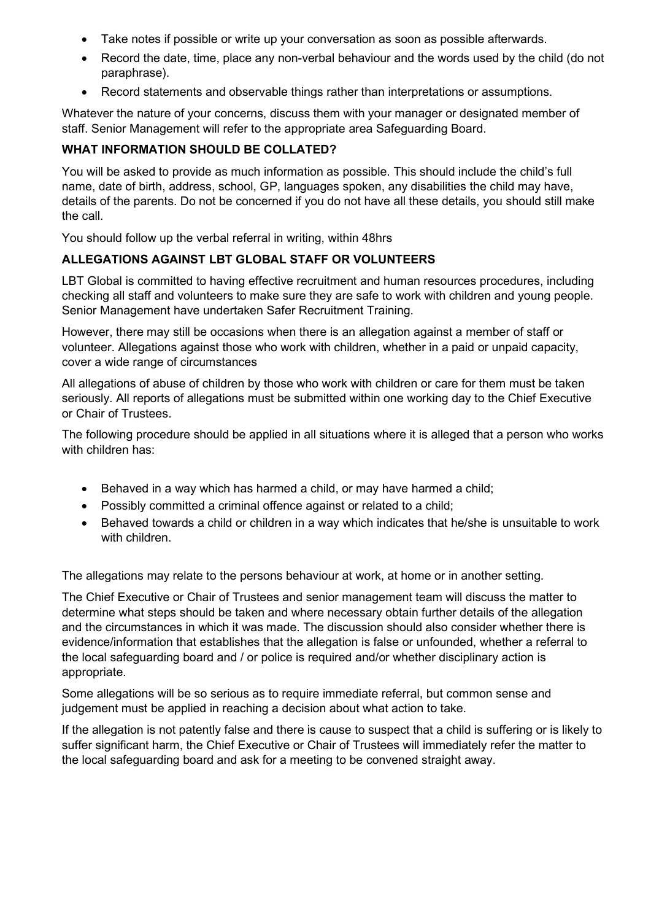- Take notes if possible or write up your conversation as soon as possible afterwards.
- Record the date, time, place any non-verbal behaviour and the words used by the child (do not paraphrase).
- Record statements and observable things rather than interpretations or assumptions.

Whatever the nature of your concerns, discuss them with your manager or designated member of staff. Senior Management will refer to the appropriate area Safeguarding Board.

**WHAT INFORMATION SHOULD BE COLLATED?**

You will be asked to provide as much information as possible. This should include the child's full name, date of birth, address, school, GP, languages spoken, any disabilities the child may have, details of the parents. Do not be concerned if you do not have all these details, you should still make the call.

You should follow up the verbal referral in writing, within 48hrs

**ALLEGATIONS AGAINST LBT GLOBAL STAFF OR VOLUNTEERS**

LBT Global is committed to having effective recruitment and human resources procedures, including checking all staff and volunteers to make sure they are safe to work with children and young people. Senior Management have undertaken Safer Recruitment Training.

However, there may still be occasions when there is an allegation against a member of staff or volunteer. Allegations against those who work with children, whether in a paid or unpaid capacity, cover a wide range of circumstances

All allegations of abuse of children by those who work with children or care for them must be taken seriously. All reports of allegations must be submitted within one working day to the Chief Executive or Chair of Trustees.

The following procedure should be applied in all situations where it is alleged that a person who works with children has:

- Behaved in a way which has harmed a child, or may have harmed a child;
- Possibly committed a criminal offence against or related to a child;
- Behaved towards a child or children in a way which indicates that he/she is unsuitable to work with children.

The allegations may relate to the persons behaviour at work, at home or in another setting.

The Chief Executive or Chair of Trustees and senior management team will discuss the matter to determine what steps should be taken and where necessary obtain further details of the allegation and the circumstances in which it was made. The discussion should also consider whether there is evidence/information that establishes that the allegation is false or unfounded, whether a referral to the local safeguarding board and / or police is required and/or whether disciplinary action is appropriate.

Some allegations will be so serious as to require immediate referral, but common sense and judgement must be applied in reaching a decision about what action to take.

If the allegation is not patently false and there is cause to suspect that a child is suffering or is likely to suffer significant harm, the Chief Executive or Chair of Trustees will immediately refer the matter to the local safeguarding board and ask for a meeting to be convened straight away.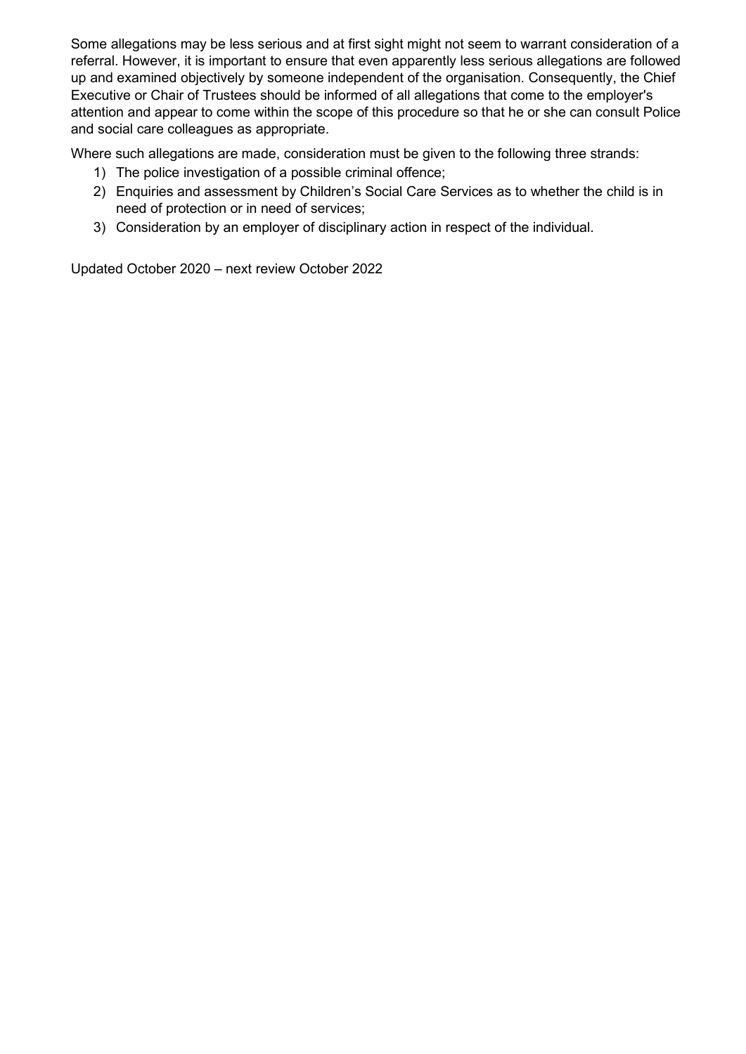Some allegations may be less serious and at first sight might not seem to warrant consideration of a referral. However, it is important to ensure that even apparently less serious allegations are followed up and examined objectively by someone independent of the organisation. Consequently, the Chief Executive or Chair of Trustees should be informed of all allegations that come to the employer's attention and appear to come within the scope of this procedure so that he or she can consult Police and social care colleagues as appropriate.

Where such allegations are made, consideration must be given to the following three strands:

1) The police investigation of a possible criminal offence;
2) Enquiries and assessment by Children's Social Care Services as to whether the child is in need of protection or in need of services;
3) Consideration by an employer of disciplinary action in respect of the individual.

Updated October 2020 – next review October 2022